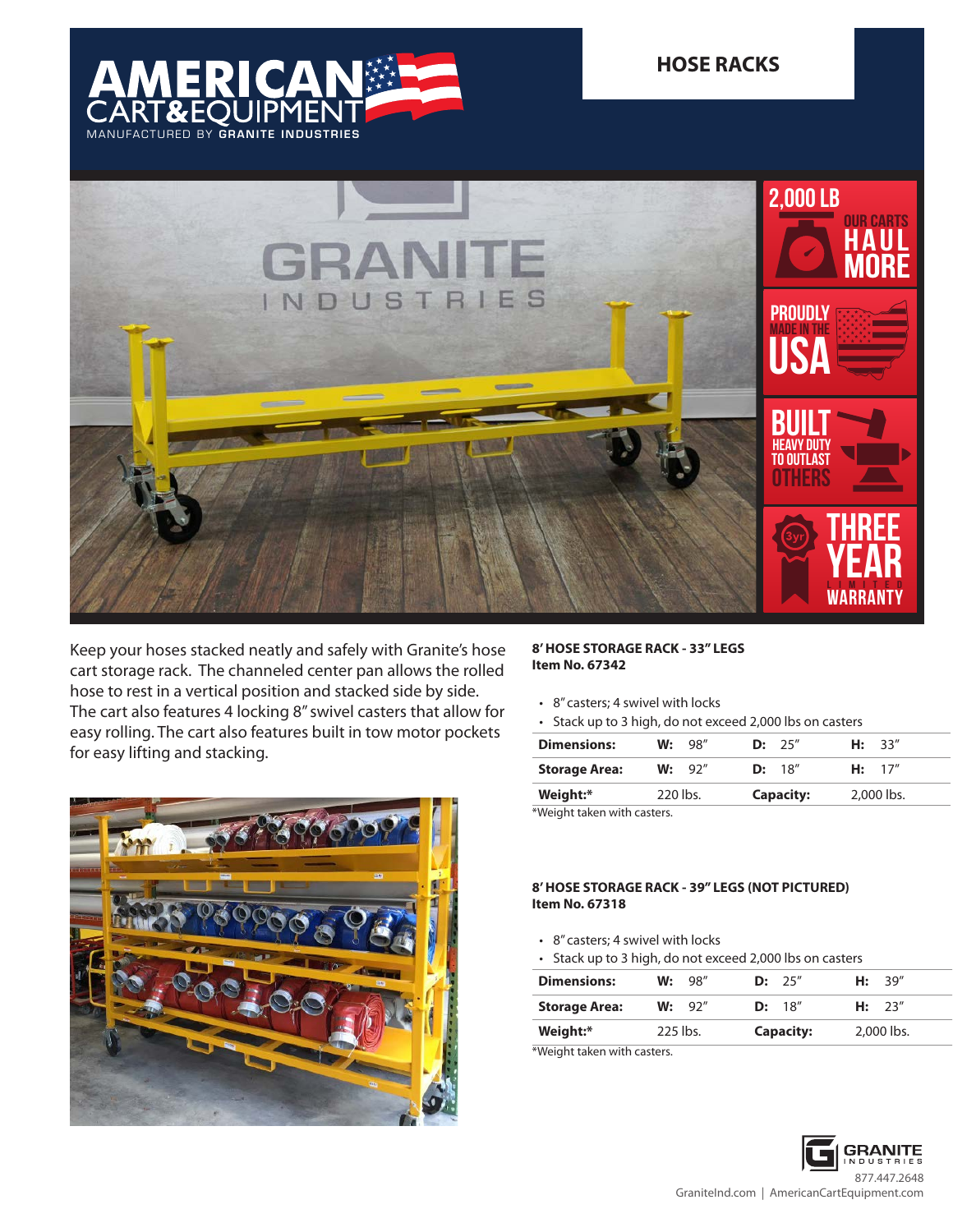# AMERICAN CART&EQUIPMENT

MANUFACTURED BY GRANITE INDUSTRIES

## HOSE RACKS

2,000 LB OUR CARTS HAUL MORE

PROUDLY MADE IN THE USA

BUILT HEAVY DUTY TO OUTLAST OTHERS

THREE YEAR LIMITED WARRANTY

Keep your hoses stacked neatly and safely with Granite's hose cart storage rack. The channeled center pan allows the rolled hose to rest in a vertical position and stacked side by side. The cart also features 4 locking 8" swivel casters that allow for easy rolling. The cart also features built in tow motor pockets for easy lifting and stacking.

**8' HOSE STORAGE RACK - 33" LEGS**
**Item No. 67342**

- 8" casters; 4 swivel with locks
- Stack up to 3 high, do not exceed 2,000 lbs on casters

| | | | | | | |
|---|---|---|---|---|---|---|
| **Dimensions:** | **W:** 98" | | **D:** 25" | | **H:** 33" | |
| **Storage Area:** | **W:** 92" | | **D:** 18" | | **H:** 17" | |
| **Weight:*** | 220 lbs. | | **Capacity:** | | 2,000 lbs. | |

*Weight taken with casters.

**8' HOSE STORAGE RACK - 39" LEGS (NOT PICTURED)**
**Item No. 67318**

- 8" casters; 4 swivel with locks
- Stack up to 3 high, do not exceed 2,000 lbs on casters

| | | | | | | |
|---|---|---|---|---|---|---|
| **Dimensions:** | **W:** 98" | | **D:** 25" | | **H:** 39" | |
| **Storage Area:** | **W:** 92" | | **D:** 18" | | **H:** 23" | |
| **Weight:*** | 225 lbs. | | **Capacity:** | | 2,000 lbs. | |

*Weight taken with casters.

GRANITE INDUSTRIES
877.447.2648
GraniteInd.com | AmericanCartEquipment.com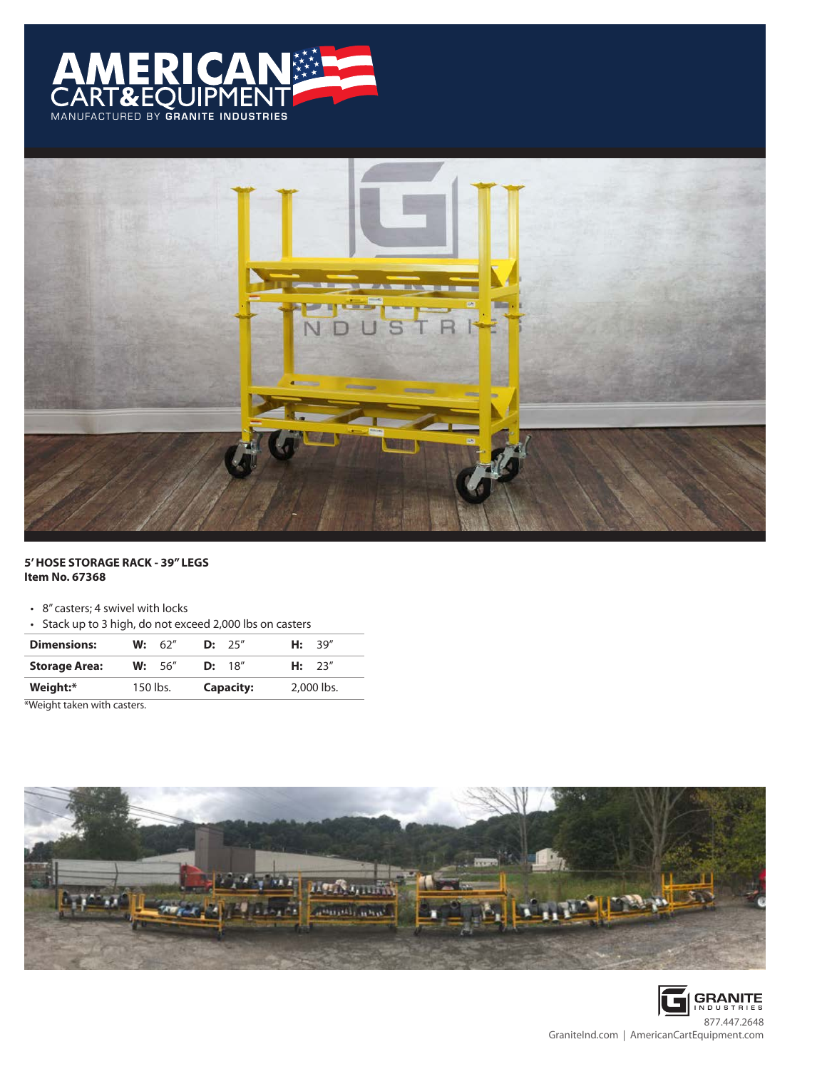**AMERICAN CART&EQUIPMENT**
MANUFACTURED BY **GRANITE INDUSTRIES**

**5' HOSE STORAGE RACK - 39" LEGS**
**Item No. 67368**

- 8" casters; 4 swivel with locks
- Stack up to 3 high, do not exceed 2,000 lbs on casters

| | | | | | | |
|---|---|---|---|---|---|---|
| **Dimensions:** | **W:** | 62" | **D:** | 25" | **H:** | 39" |
| **Storage Area:** | **W:** | 56" | **D:** | 18" | **H:** | 23" |
| **Weight:*** | 150 lbs. | | **Capacity:** | | 2,000 lbs. | |

*Weight taken with casters.

**GRANITE** INDUSTRIES
877.447.2648
GraniteInd.com | AmericanCartEquipment.com